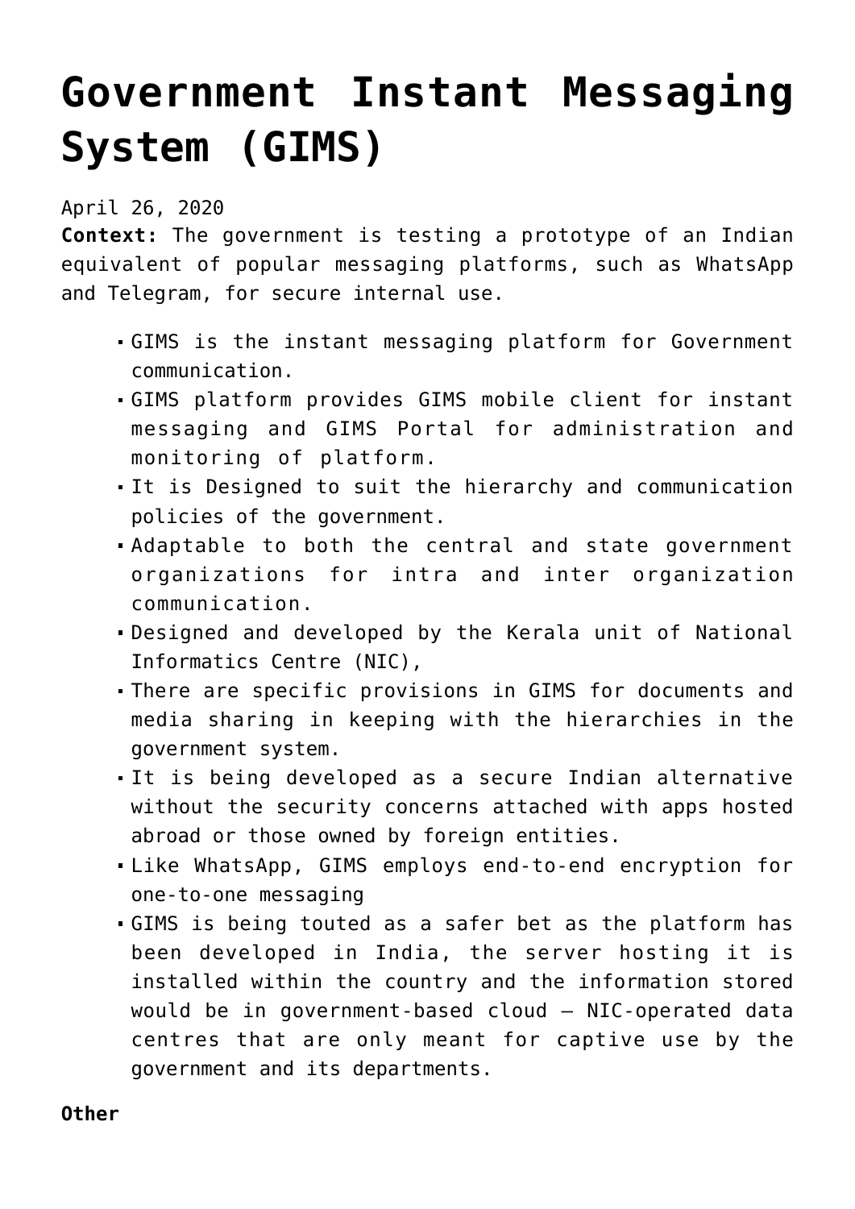# Government Instant Messaging System (GIMS)

April 26, 2020

**Context:** The government is testing a prototype of an Indian equivalent of popular messaging platforms, such as WhatsApp and Telegram, for secure internal use.

- GIMS is the instant messaging platform for Government communication.
- GIMS platform provides GIMS mobile client for instant messaging and GIMS Portal for administration and monitoring of platform.
- It is Designed to suit the hierarchy and communication policies of the government.
- Adaptable to both the central and state government organizations for intra and inter organization communication.
- Designed and developed by the Kerala unit of National Informatics Centre (NIC),
- There are specific provisions in GIMS for documents and media sharing in keeping with the hierarchies in the government system.
- It is being developed as a secure Indian alternative without the security concerns attached with apps hosted abroad or those owned by foreign entities.
- Like WhatsApp, GIMS employs end-to-end encryption for one-to-one messaging
- GIMS is being touted as a safer bet as the platform has been developed in India, the server hosting it is installed within the country and the information stored would be in government-based cloud – NIC-operated data centres that are only meant for captive use by the government and its departments.

**Other**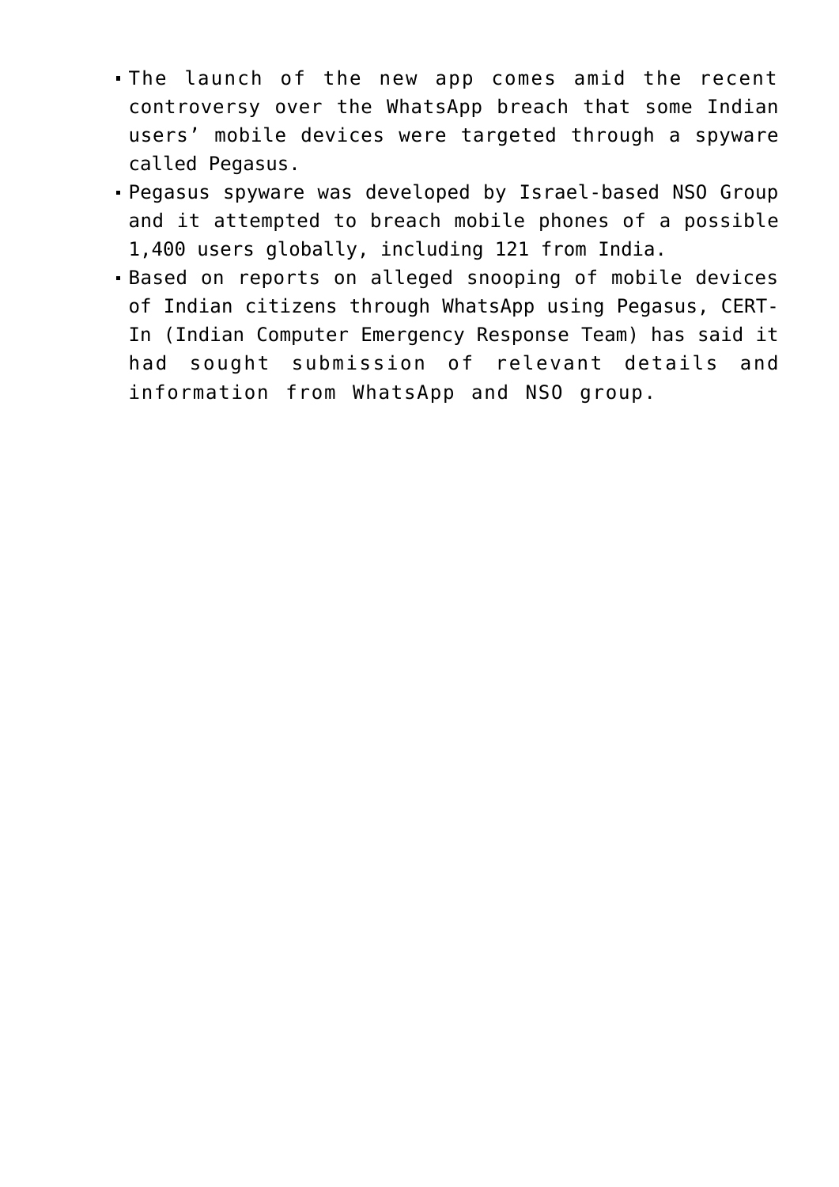- The launch of the new app comes amid the recent controversy over the WhatsApp breach that some Indian users' mobile devices were targeted through a spyware called Pegasus.
- Pegasus spyware was developed by Israel-based NSO Group and it attempted to breach mobile phones of a possible 1,400 users globally, including 121 from India.
- Based on reports on alleged snooping of mobile devices of Indian citizens through WhatsApp using Pegasus, CERT-In (Indian Computer Emergency Response Team) has said it had sought submission of relevant details and information from WhatsApp and NSO group.